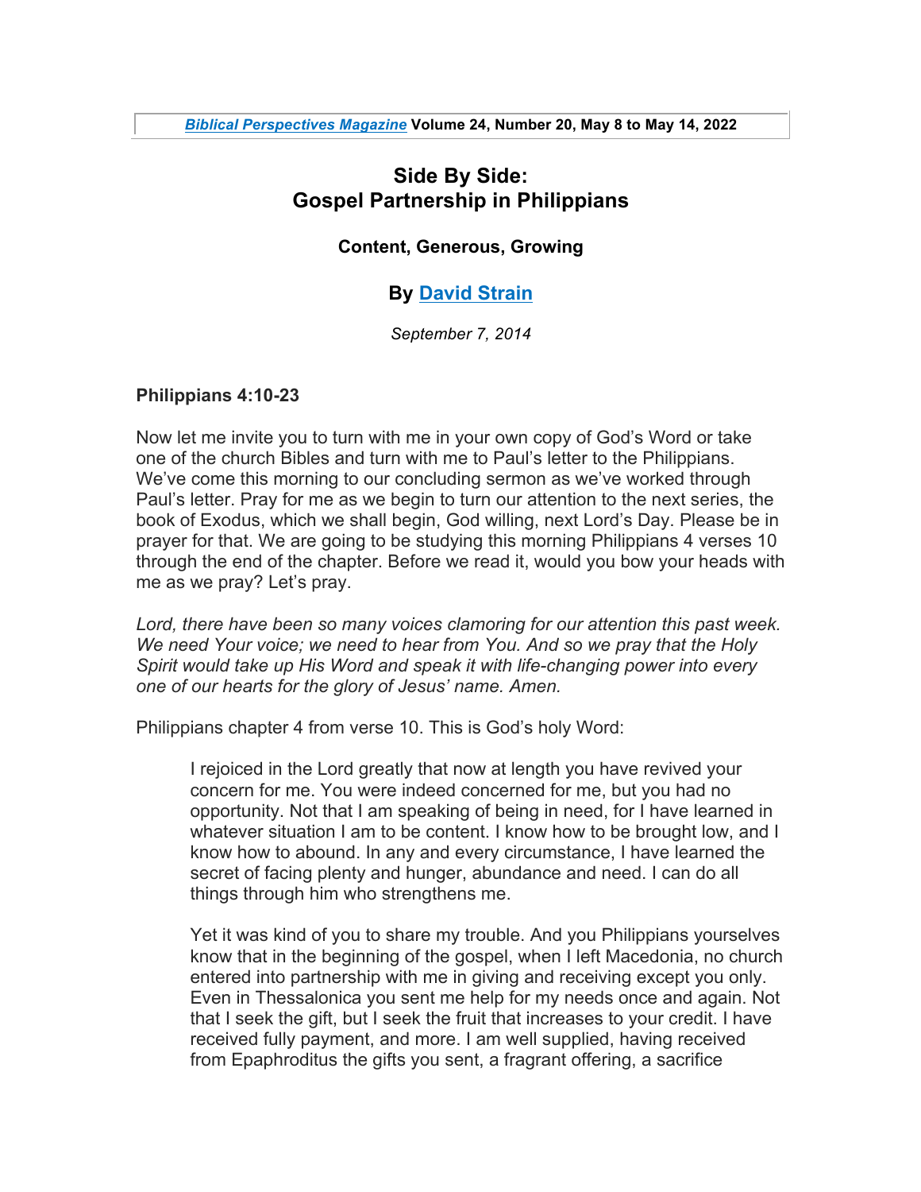*Biblical Perspectives Magazine* Volume 24, Number 20, May 8 to May 14, 2022

# Side By Side: Gospel Partnership in Philippians

### Content, Generous, Growing

### By David Strain

*September 7, 2014*

**Philippians 4:10-23**

Now let me invite you to turn with me in your own copy of God's Word or take one of the church Bibles and turn with me to Paul's letter to the Philippians. We've come this morning to our concluding sermon as we've worked through Paul's letter. Pray for me as we begin to turn our attention to the next series, the book of Exodus, which we shall begin, God willing, next Lord's Day. Please be in prayer for that. We are going to be studying this morning Philippians 4 verses 10 through the end of the chapter. Before we read it, would you bow your heads with me as we pray? Let's pray.

*Lord, there have been so many voices clamoring for our attention this past week. We need Your voice; we need to hear from You. And so we pray that the Holy Spirit would take up His Word and speak it with life-changing power into every one of our hearts for the glory of Jesus' name. Amen.*

Philippians chapter 4 from verse 10. This is God's holy Word:

> I rejoiced in the Lord greatly that now at length you have revived your concern for me. You were indeed concerned for me, but you had no opportunity. Not that I am speaking of being in need, for I have learned in whatever situation I am to be content. I know how to be brought low, and I know how to abound. In any and every circumstance, I have learned the secret of facing plenty and hunger, abundance and need. I can do all things through him who strengthens me.
>
> Yet it was kind of you to share my trouble. And you Philippians yourselves know that in the beginning of the gospel, when I left Macedonia, no church entered into partnership with me in giving and receiving except you only. Even in Thessalonica you sent me help for my needs once and again. Not that I seek the gift, but I seek the fruit that increases to your credit. I have received fully payment, and more. I am well supplied, having received from Epaphroditus the gifts you sent, a fragrant offering, a sacrifice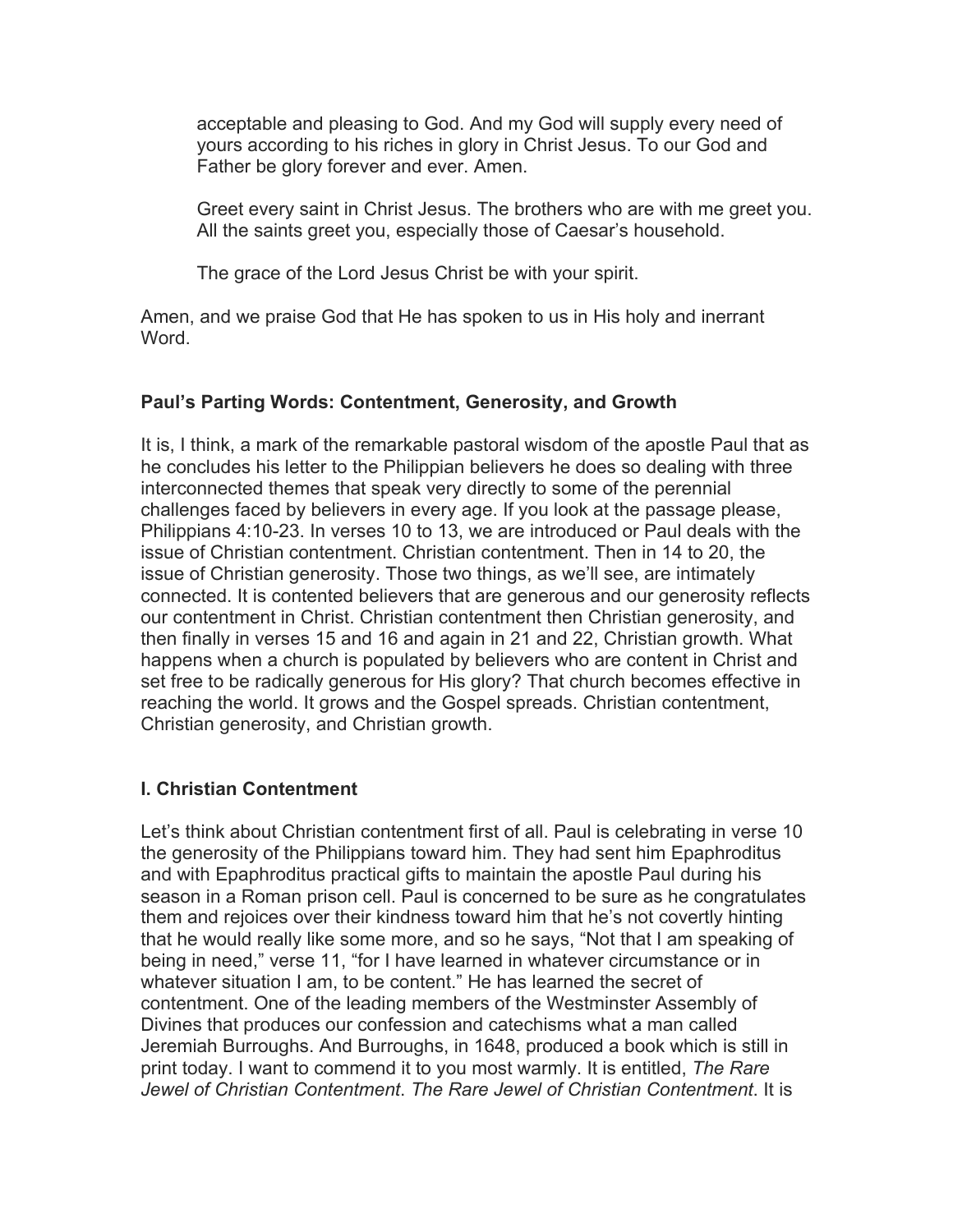acceptable and pleasing to God. And my God will supply every need of yours according to his riches in glory in Christ Jesus. To our God and Father be glory forever and ever. Amen.

Greet every saint in Christ Jesus. The brothers who are with me greet you. All the saints greet you, especially those of Caesar's household.

The grace of the Lord Jesus Christ be with your spirit.

Amen, and we praise God that He has spoken to us in His holy and inerrant Word.

**Paul's Parting Words: Contentment, Generosity, and Growth**

It is, I think, a mark of the remarkable pastoral wisdom of the apostle Paul that as he concludes his letter to the Philippian believers he does so dealing with three interconnected themes that speak very directly to some of the perennial challenges faced by believers in every age. If you look at the passage please, Philippians 4:10-23. In verses 10 to 13, we are introduced or Paul deals with the issue of Christian contentment. Christian contentment. Then in 14 to 20, the issue of Christian generosity. Those two things, as we'll see, are intimately connected. It is contented believers that are generous and our generosity reflects our contentment in Christ. Christian contentment then Christian generosity, and then finally in verses 15 and 16 and again in 21 and 22, Christian growth. What happens when a church is populated by believers who are content in Christ and set free to be radically generous for His glory? That church becomes effective in reaching the world. It grows and the Gospel spreads. Christian contentment, Christian generosity, and Christian growth.

**I. Christian Contentment**

Let's think about Christian contentment first of all. Paul is celebrating in verse 10 the generosity of the Philippians toward him. They had sent him Epaphroditus and with Epaphroditus practical gifts to maintain the apostle Paul during his season in a Roman prison cell. Paul is concerned to be sure as he congratulates them and rejoices over their kindness toward him that he's not covertly hinting that he would really like some more, and so he says, "Not that I am speaking of being in need," verse 11, "for I have learned in whatever circumstance or in whatever situation I am, to be content." He has learned the secret of contentment. One of the leading members of the Westminster Assembly of Divines that produces our confession and catechisms what a man called Jeremiah Burroughs. And Burroughs, in 1648, produced a book which is still in print today. I want to commend it to you most warmly. It is entitled, *The Rare Jewel of Christian Contentment*. *The Rare Jewel of Christian Contentment*. It is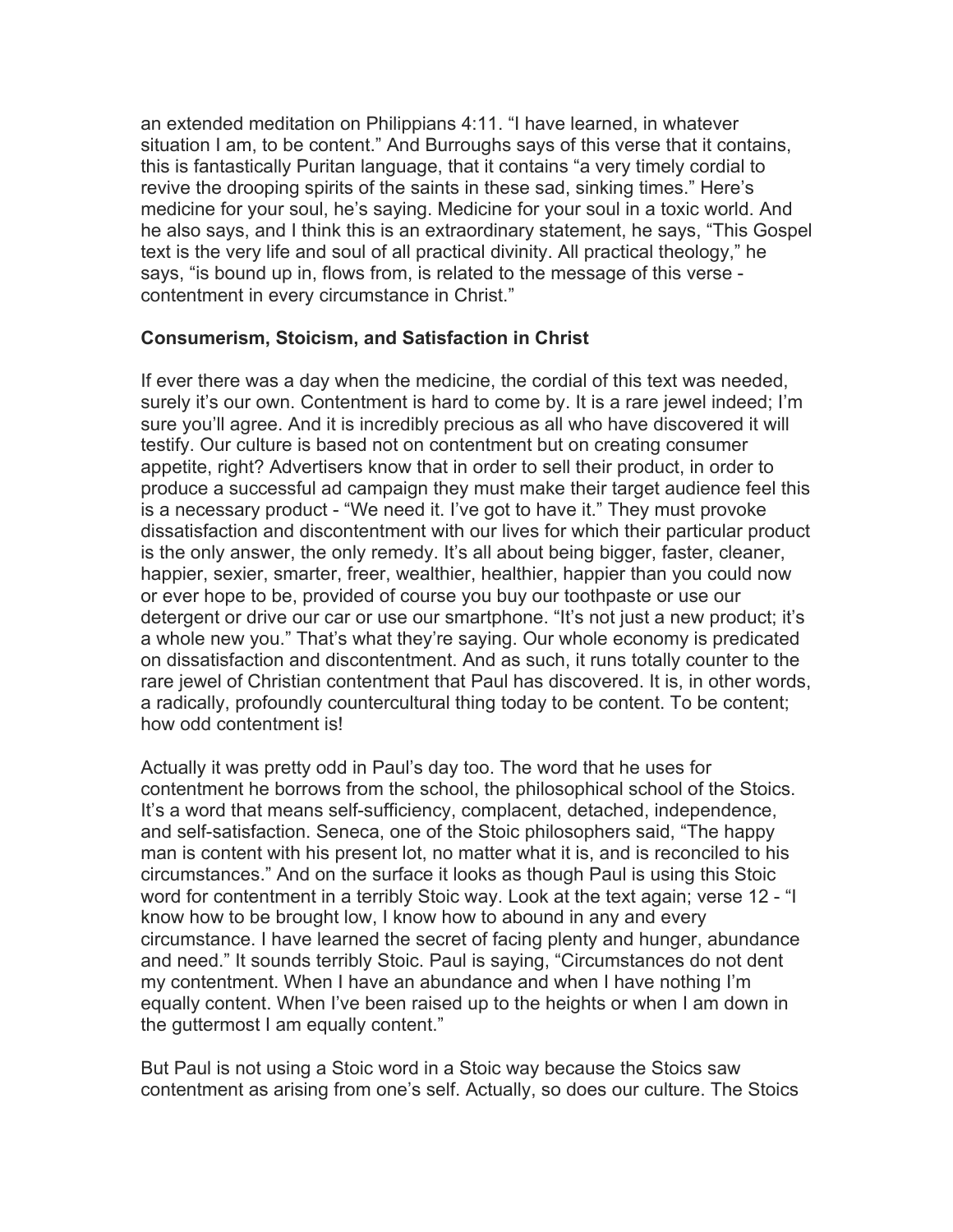an extended meditation on Philippians 4:11. "I have learned, in whatever situation I am, to be content." And Burroughs says of this verse that it contains, this is fantastically Puritan language, that it contains "a very timely cordial to revive the drooping spirits of the saints in these sad, sinking times." Here's medicine for your soul, he's saying. Medicine for your soul in a toxic world. And he also says, and I think this is an extraordinary statement, he says, "This Gospel text is the very life and soul of all practical divinity. All practical theology," he says, "is bound up in, flows from, is related to the message of this verse - contentment in every circumstance in Christ."

**Consumerism, Stoicism, and Satisfaction in Christ**

If ever there was a day when the medicine, the cordial of this text was needed, surely it's our own. Contentment is hard to come by. It is a rare jewel indeed; I'm sure you'll agree. And it is incredibly precious as all who have discovered it will testify. Our culture is based not on contentment but on creating consumer appetite, right? Advertisers know that in order to sell their product, in order to produce a successful ad campaign they must make their target audience feel this is a necessary product - "We need it. I've got to have it." They must provoke dissatisfaction and discontentment with our lives for which their particular product is the only answer, the only remedy. It's all about being bigger, faster, cleaner, happier, sexier, smarter, freer, wealthier, healthier, happier than you could now or ever hope to be, provided of course you buy our toothpaste or use our detergent or drive our car or use our smartphone. "It's not just a new product; it's a whole new you." That's what they're saying. Our whole economy is predicated on dissatisfaction and discontentment. And as such, it runs totally counter to the rare jewel of Christian contentment that Paul has discovered. It is, in other words, a radically, profoundly countercultural thing today to be content. To be content; how odd contentment is!

Actually it was pretty odd in Paul's day too. The word that he uses for contentment he borrows from the school, the philosophical school of the Stoics. It's a word that means self-sufficiency, complacent, detached, independence, and self-satisfaction. Seneca, one of the Stoic philosophers said, "The happy man is content with his present lot, no matter what it is, and is reconciled to his circumstances." And on the surface it looks as though Paul is using this Stoic word for contentment in a terribly Stoic way. Look at the text again; verse 12 - "I know how to be brought low, I know how to abound in any and every circumstance. I have learned the secret of facing plenty and hunger, abundance and need." It sounds terribly Stoic. Paul is saying, "Circumstances do not dent my contentment. When I have an abundance and when I have nothing I'm equally content. When I've been raised up to the heights or when I am down in the guttermost I am equally content."

But Paul is not using a Stoic word in a Stoic way because the Stoics saw contentment as arising from one's self. Actually, so does our culture. The Stoics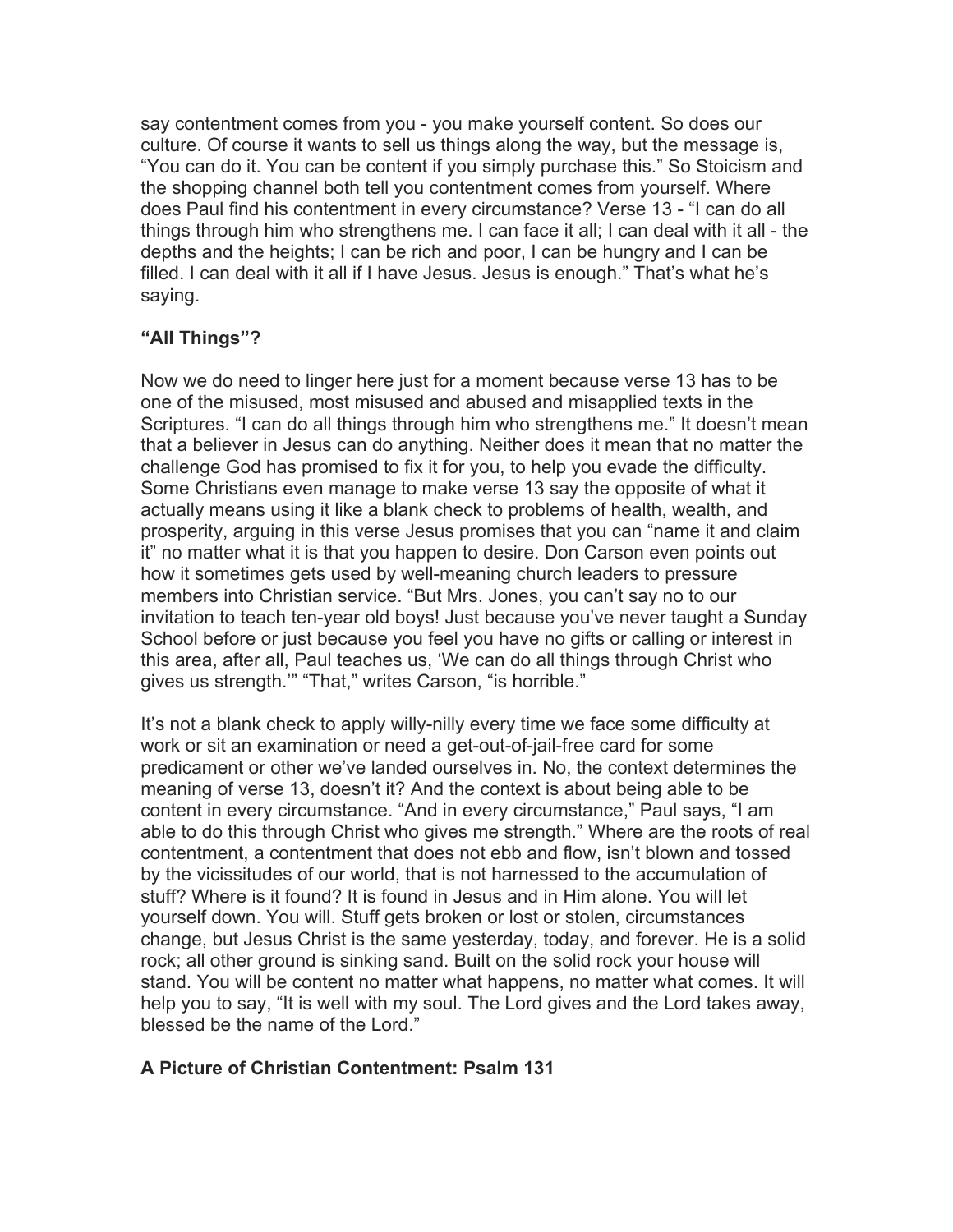say contentment comes from you - you make yourself content. So does our culture. Of course it wants to sell us things along the way, but the message is, "You can do it. You can be content if you simply purchase this." So Stoicism and the shopping channel both tell you contentment comes from yourself. Where does Paul find his contentment in every circumstance? Verse 13 - "I can do all things through him who strengthens me. I can face it all; I can deal with it all - the depths and the heights; I can be rich and poor, I can be hungry and I can be filled. I can deal with it all if I have Jesus. Jesus is enough." That's what he's saying.

### "All Things"?

Now we do need to linger here just for a moment because verse 13 has to be one of the misused, most misused and abused and misapplied texts in the Scriptures. "I can do all things through him who strengthens me." It doesn't mean that a believer in Jesus can do anything. Neither does it mean that no matter the challenge God has promised to fix it for you, to help you evade the difficulty. Some Christians even manage to make verse 13 say the opposite of what it actually means using it like a blank check to problems of health, wealth, and prosperity, arguing in this verse Jesus promises that you can "name it and claim it" no matter what it is that you happen to desire. Don Carson even points out how it sometimes gets used by well-meaning church leaders to pressure members into Christian service. "But Mrs. Jones, you can't say no to our invitation to teach ten-year old boys! Just because you've never taught a Sunday School before or just because you feel you have no gifts or calling or interest in this area, after all, Paul teaches us, 'We can do all things through Christ who gives us strength.'" "That," writes Carson, "is horrible."

It's not a blank check to apply willy-nilly every time we face some difficulty at work or sit an examination or need a get-out-of-jail-free card for some predicament or other we've landed ourselves in. No, the context determines the meaning of verse 13, doesn't it? And the context is about being able to be content in every circumstance. "And in every circumstance," Paul says, "I am able to do this through Christ who gives me strength." Where are the roots of real contentment, a contentment that does not ebb and flow, isn't blown and tossed by the vicissitudes of our world, that is not harnessed to the accumulation of stuff? Where is it found? It is found in Jesus and in Him alone. You will let yourself down. You will. Stuff gets broken or lost or stolen, circumstances change, but Jesus Christ is the same yesterday, today, and forever. He is a solid rock; all other ground is sinking sand. Built on the solid rock your house will stand. You will be content no matter what happens, no matter what comes. It will help you to say, "It is well with my soul. The Lord gives and the Lord takes away, blessed be the name of the Lord."

### A Picture of Christian Contentment: Psalm 131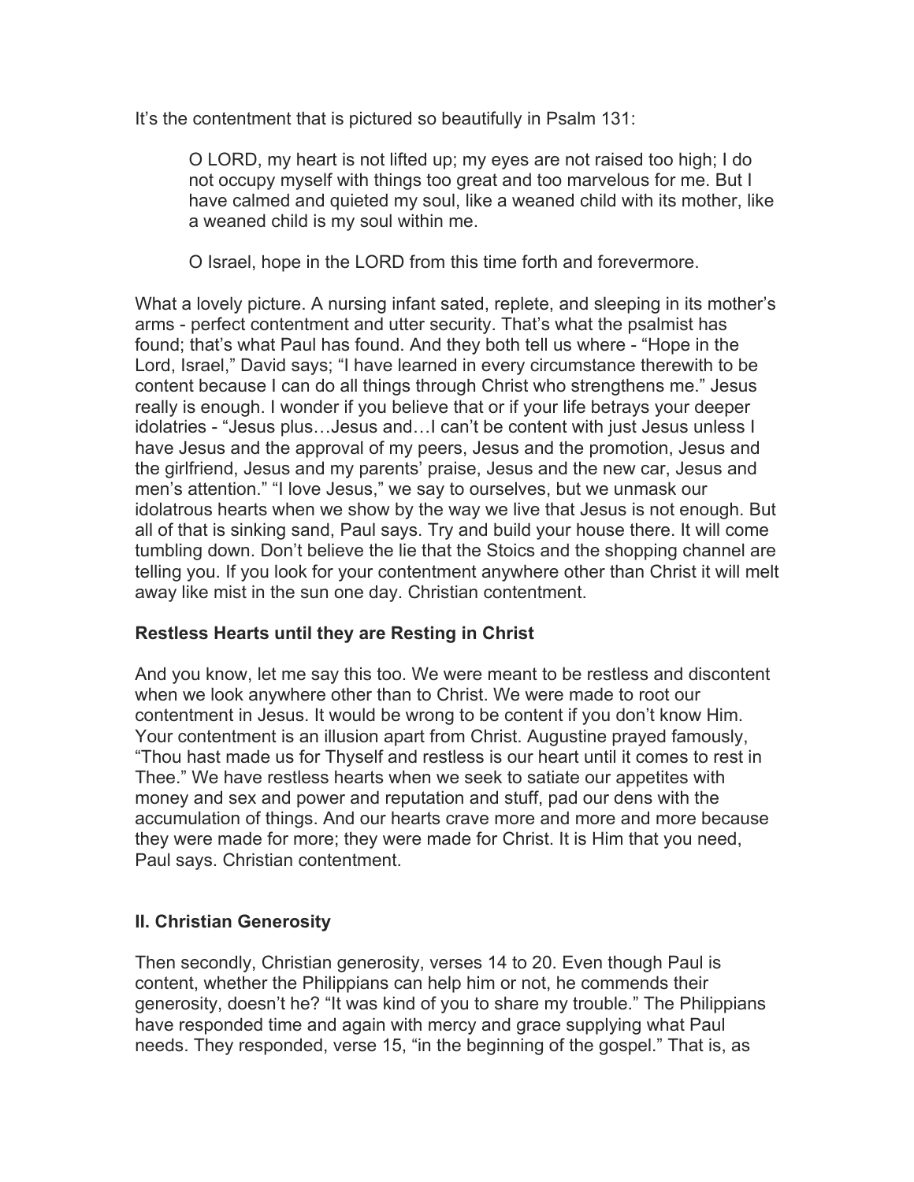It's the contentment that is pictured so beautifully in Psalm 131:

> O LORD, my heart is not lifted up; my eyes are not raised too high; I do not occupy myself with things too great and too marvelous for me. But I have calmed and quieted my soul, like a weaned child with its mother, like a weaned child is my soul within me.
>
> O Israel, hope in the LORD from this time forth and forevermore.

What a lovely picture. A nursing infant sated, replete, and sleeping in its mother's arms - perfect contentment and utter security. That's what the psalmist has found; that's what Paul has found. And they both tell us where - "Hope in the Lord, Israel," David says; "I have learned in every circumstance therewith to be content because I can do all things through Christ who strengthens me." Jesus really is enough. I wonder if you believe that or if your life betrays your deeper idolatries - "Jesus plus…Jesus and…I can't be content with just Jesus unless I have Jesus and the approval of my peers, Jesus and the promotion, Jesus and the girlfriend, Jesus and my parents' praise, Jesus and the new car, Jesus and men's attention." "I love Jesus," we say to ourselves, but we unmask our idolatrous hearts when we show by the way we live that Jesus is not enough. But all of that is sinking sand, Paul says. Try and build your house there. It will come tumbling down. Don't believe the lie that the Stoics and the shopping channel are telling you. If you look for your contentment anywhere other than Christ it will melt away like mist in the sun one day. Christian contentment.

**Restless Hearts until they are Resting in Christ**

And you know, let me say this too. We were meant to be restless and discontent when we look anywhere other than to Christ. We were made to root our contentment in Jesus. It would be wrong to be content if you don't know Him. Your contentment is an illusion apart from Christ. Augustine prayed famously, "Thou hast made us for Thyself and restless is our heart until it comes to rest in Thee." We have restless hearts when we seek to satiate our appetites with money and sex and power and reputation and stuff, pad our dens with the accumulation of things. And our hearts crave more and more and more because they were made for more; they were made for Christ. It is Him that you need, Paul says. Christian contentment.

**II. Christian Generosity**

Then secondly, Christian generosity, verses 14 to 20. Even though Paul is content, whether the Philippians can help him or not, he commends their generosity, doesn't he? "It was kind of you to share my trouble." The Philippians have responded time and again with mercy and grace supplying what Paul needs. They responded, verse 15, "in the beginning of the gospel." That is, as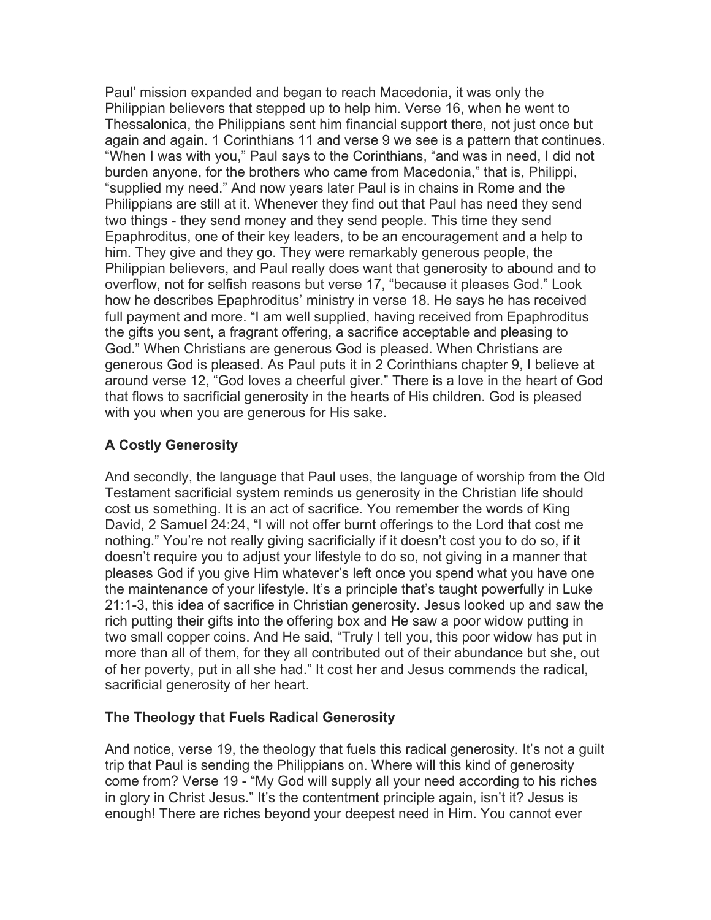Paul' mission expanded and began to reach Macedonia, it was only the Philippian believers that stepped up to help him. Verse 16, when he went to Thessalonica, the Philippians sent him financial support there, not just once but again and again. 1 Corinthians 11 and verse 9 we see is a pattern that continues. "When I was with you," Paul says to the Corinthians, "and was in need, I did not burden anyone, for the brothers who came from Macedonia," that is, Philippi, "supplied my need." And now years later Paul is in chains in Rome and the Philippians are still at it. Whenever they find out that Paul has need they send two things - they send money and they send people. This time they send Epaphroditus, one of their key leaders, to be an encouragement and a help to him. They give and they go. They were remarkably generous people, the Philippian believers, and Paul really does want that generosity to abound and to overflow, not for selfish reasons but verse 17, "because it pleases God." Look how he describes Epaphroditus' ministry in verse 18. He says he has received full payment and more. "I am well supplied, having received from Epaphroditus the gifts you sent, a fragrant offering, a sacrifice acceptable and pleasing to God." When Christians are generous God is pleased. When Christians are generous God is pleased. As Paul puts it in 2 Corinthians chapter 9, I believe at around verse 12, "God loves a cheerful giver." There is a love in the heart of God that flows to sacrificial generosity in the hearts of His children. God is pleased with you when you are generous for His sake.

### A Costly Generosity

And secondly, the language that Paul uses, the language of worship from the Old Testament sacrificial system reminds us generosity in the Christian life should cost us something. It is an act of sacrifice. You remember the words of King David, 2 Samuel 24:24, "I will not offer burnt offerings to the Lord that cost me nothing." You're not really giving sacrificially if it doesn't cost you to do so, if it doesn't require you to adjust your lifestyle to do so, not giving in a manner that pleases God if you give Him whatever's left once you spend what you have one the maintenance of your lifestyle. It's a principle that's taught powerfully in Luke 21:1-3, this idea of sacrifice in Christian generosity. Jesus looked up and saw the rich putting their gifts into the offering box and He saw a poor widow putting in two small copper coins. And He said, "Truly I tell you, this poor widow has put in more than all of them, for they all contributed out of their abundance but she, out of her poverty, put in all she had." It cost her and Jesus commends the radical, sacrificial generosity of her heart.

### The Theology that Fuels Radical Generosity

And notice, verse 19, the theology that fuels this radical generosity. It's not a guilt trip that Paul is sending the Philippians on. Where will this kind of generosity come from? Verse 19 - "My God will supply all your need according to his riches in glory in Christ Jesus." It's the contentment principle again, isn't it? Jesus is enough! There are riches beyond your deepest need in Him. You cannot ever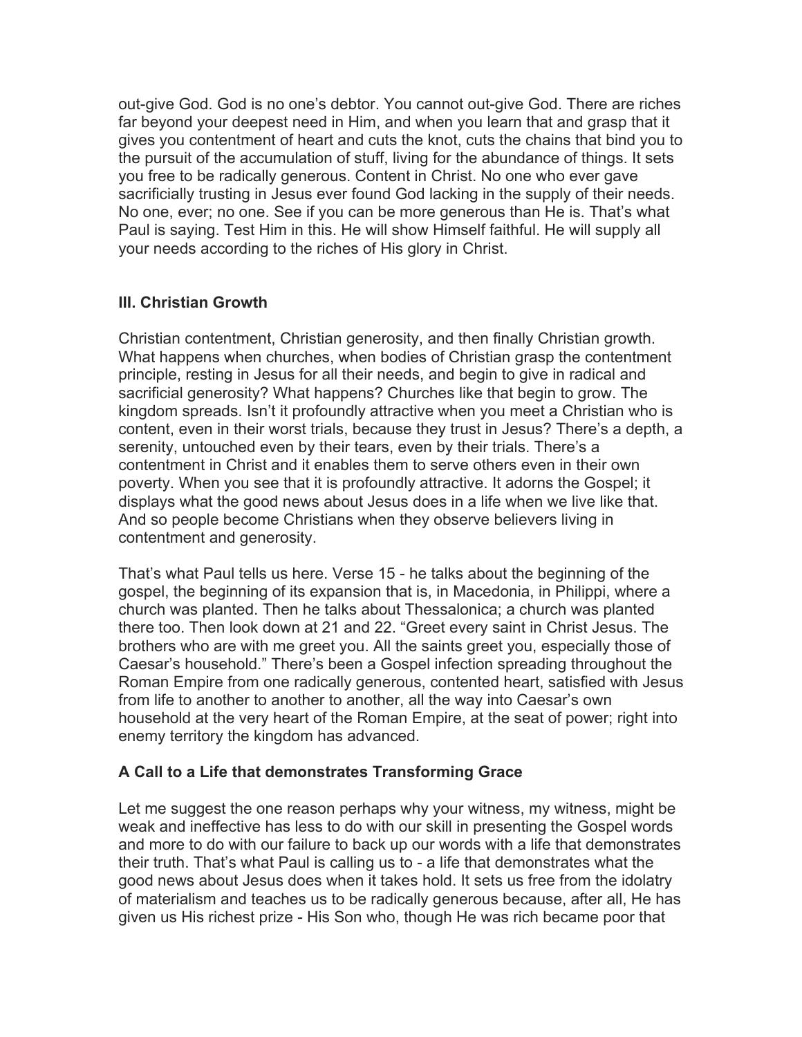out-give God. God is no one's debtor. You cannot out-give God. There are riches far beyond your deepest need in Him, and when you learn that and grasp that it gives you contentment of heart and cuts the knot, cuts the chains that bind you to the pursuit of the accumulation of stuff, living for the abundance of things. It sets you free to be radically generous. Content in Christ. No one who ever gave sacrificially trusting in Jesus ever found God lacking in the supply of their needs. No one, ever; no one. See if you can be more generous than He is. That's what Paul is saying. Test Him in this. He will show Himself faithful. He will supply all your needs according to the riches of His glory in Christ.

**III. Christian Growth**

Christian contentment, Christian generosity, and then finally Christian growth. What happens when churches, when bodies of Christian grasp the contentment principle, resting in Jesus for all their needs, and begin to give in radical and sacrificial generosity? What happens? Churches like that begin to grow. The kingdom spreads. Isn't it profoundly attractive when you meet a Christian who is content, even in their worst trials, because they trust in Jesus? There's a depth, a serenity, untouched even by their tears, even by their trials. There's a contentment in Christ and it enables them to serve others even in their own poverty. When you see that it is profoundly attractive. It adorns the Gospel; it displays what the good news about Jesus does in a life when we live like that. And so people become Christians when they observe believers living in contentment and generosity.

That's what Paul tells us here. Verse 15 - he talks about the beginning of the gospel, the beginning of its expansion that is, in Macedonia, in Philippi, where a church was planted. Then he talks about Thessalonica; a church was planted there too. Then look down at 21 and 22. "Greet every saint in Christ Jesus. The brothers who are with me greet you. All the saints greet you, especially those of Caesar's household." There's been a Gospel infection spreading throughout the Roman Empire from one radically generous, contented heart, satisfied with Jesus from life to another to another to another, all the way into Caesar's own household at the very heart of the Roman Empire, at the seat of power; right into enemy territory the kingdom has advanced.

**A Call to a Life that demonstrates Transforming Grace**

Let me suggest the one reason perhaps why your witness, my witness, might be weak and ineffective has less to do with our skill in presenting the Gospel words and more to do with our failure to back up our words with a life that demonstrates their truth. That's what Paul is calling us to - a life that demonstrates what the good news about Jesus does when it takes hold. It sets us free from the idolatry of materialism and teaches us to be radically generous because, after all, He has given us His richest prize - His Son who, though He was rich became poor that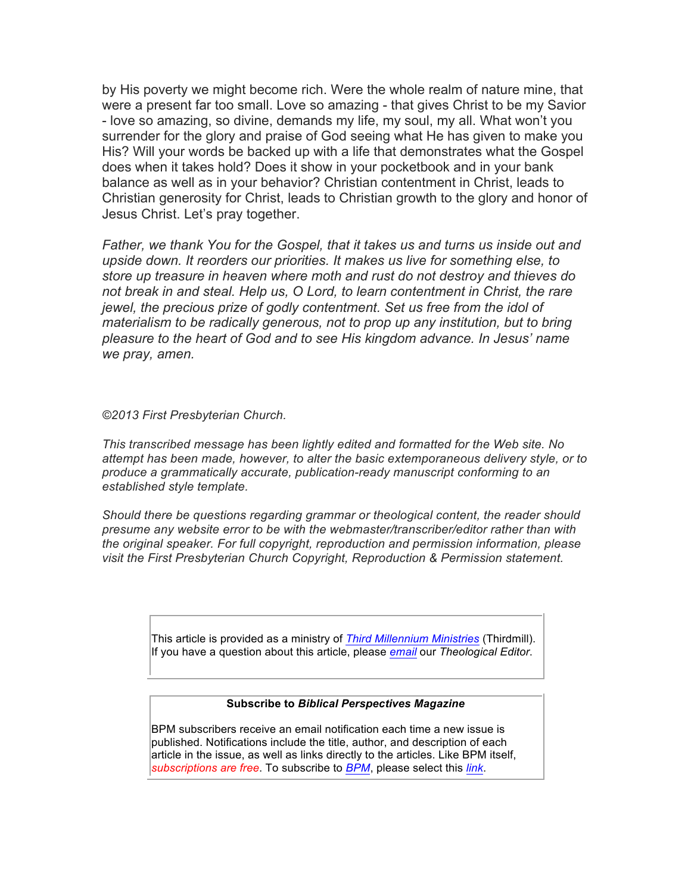by His poverty we might become rich. Were the whole realm of nature mine, that were a present far too small. Love so amazing - that gives Christ to be my Savior - love so amazing, so divine, demands my life, my soul, my all. What won't you surrender for the glory and praise of God seeing what He has given to make you His? Will your words be backed up with a life that demonstrates what the Gospel does when it takes hold? Does it show in your pocketbook and in your bank balance as well as in your behavior? Christian contentment in Christ, leads to Christian generosity for Christ, leads to Christian growth to the glory and honor of Jesus Christ. Let's pray together.

*Father, we thank You for the Gospel, that it takes us and turns us inside out and upside down. It reorders our priorities. It makes us live for something else, to store up treasure in heaven where moth and rust do not destroy and thieves do not break in and steal. Help us, O Lord, to learn contentment in Christ, the rare jewel, the precious prize of godly contentment. Set us free from the idol of materialism to be radically generous, not to prop up any institution, but to bring pleasure to the heart of God and to see His kingdom advance. In Jesus' name we pray, amen.*

*©2013 First Presbyterian Church.*

*This transcribed message has been lightly edited and formatted for the Web site. No attempt has been made, however, to alter the basic extemporaneous delivery style, or to produce a grammatically accurate, publication-ready manuscript conforming to an established style template.*

*Should there be questions regarding grammar or theological content, the reader should presume any website error to be with the webmaster/transcriber/editor rather than with the original speaker. For full copyright, reproduction and permission information, please visit the First Presbyterian Church Copyright, Reproduction & Permission statement.*

This article is provided as a ministry of *Third Millennium Ministries* (Thirdmill). If you have a question about this article, please *email* our *Theological Editor*.

**Subscribe to *Biblical Perspectives Magazine***

BPM subscribers receive an email notification each time a new issue is published. Notifications include the title, author, and description of each article in the issue, as well as links directly to the articles. Like BPM itself, *subscriptions are free*. To subscribe to *BPM*, please select this *link*.